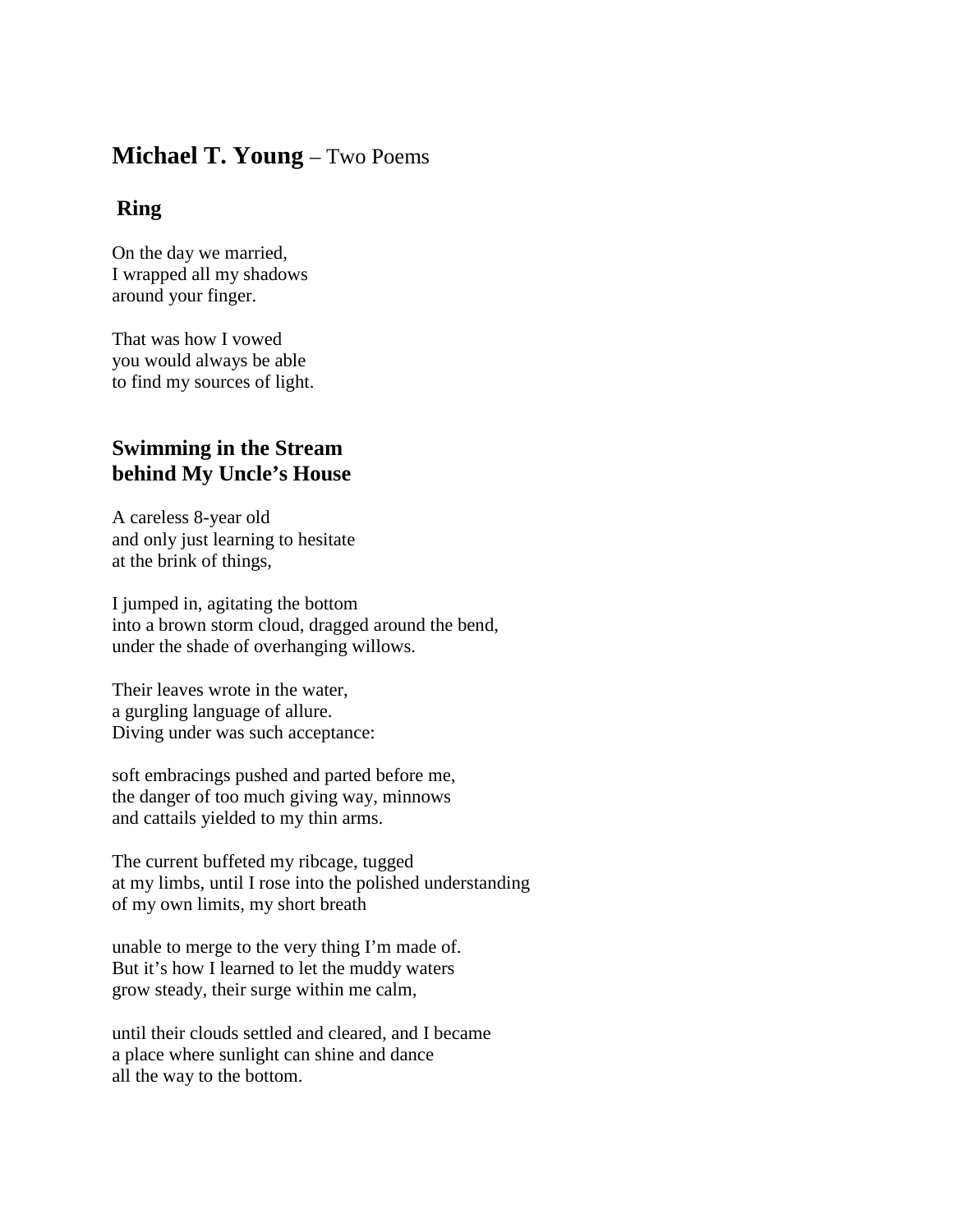# **Michael T. Young** – Two Poems

## Ring

On the day we married,  
I wrapped all my shadows  
around your finger.

That was how I vowed  
you would always be able  
to find my sources of light.

## Swimming in the Stream behind My Uncle's House

A careless 8-year old  
and only just learning to hesitate  
at the brink of things,

I jumped in, agitating the bottom  
into a brown storm cloud, dragged around the bend,  
under the shade of overhanging willows.

Their leaves wrote in the water,  
a gurgling language of allure.  
Diving under was such acceptance:

soft embracings pushed and parted before me,  
the danger of too much giving way, minnows  
and cattails yielded to my thin arms.

The current buffeted my ribcage, tugged  
at my limbs, until I rose into the polished understanding  
of my own limits, my short breath

unable to merge to the very thing I'm made of.  
But it's how I learned to let the muddy waters  
grow steady, their surge within me calm,

until their clouds settled and cleared, and I became  
a place where sunlight can shine and dance  
all the way to the bottom.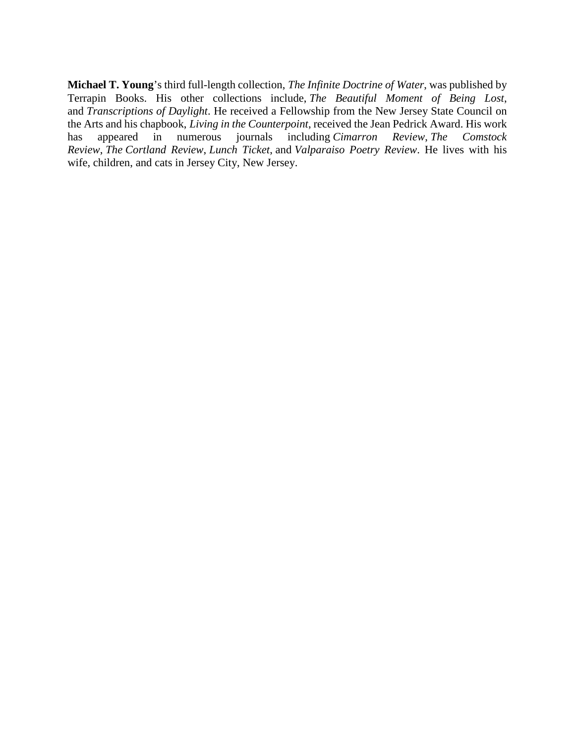**Michael T. Young**'s third full-length collection, *The Infinite Doctrine of Water*, was published by Terrapin Books. His other collections include, *The Beautiful Moment of Being Lost*, and *Transcriptions of Daylight*. He received a Fellowship from the New Jersey State Council on the Arts and his chapbook, *Living in the Counterpoint*, received the Jean Pedrick Award. His work has appeared in numerous journals including *Cimarron Review*, *The Comstock Review*, *The Cortland Review*, *Lunch Ticket*, and *Valparaiso Poetry Review*. He lives with his wife, children, and cats in Jersey City, New Jersey.